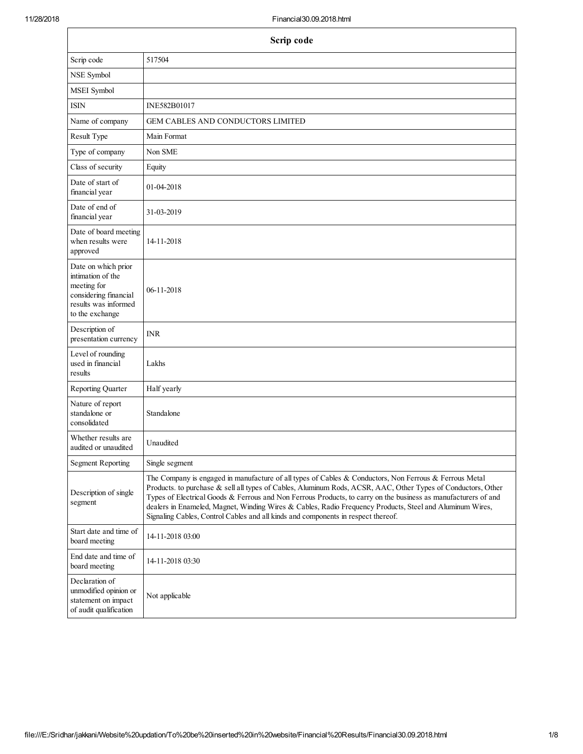| Scrip code | |
|---|---|
| Scrip code | 517504 |
| NSE Symbol | |
| MSEI Symbol | |
| ISIN | INE582B01017 |
| Name of company | GEM CABLES AND CONDUCTORS LIMITED |
| Result Type | Main Format |
| Type of company | Non SME |
| Class of security | Equity |
| Date of start of financial year | 01-04-2018 |
| Date of end of financial year | 31-03-2019 |
| Date of board meeting when results were approved | 14-11-2018 |
| Date on which prior intimation of the meeting for considering financial results was informed to the exchange | 06-11-2018 |
| Description of presentation currency | INR |
| Level of rounding used in financial results | Lakhs |
| Reporting Quarter | Half yearly |
| Nature of report standalone or consolidated | Standalone |
| Whether results are audited or unaudited | Unaudited |
| Segment Reporting | Single segment |
| Description of single segment | The Company is engaged in manufacture of all types of Cables & Conductors, Non Ferrous & Ferrous Metal Products. to purchase & sell all types of Cables, Aluminum Rods, ACSR, AAC, Other Types of Conductors, Other Types of Electrical Goods & Ferrous and Non Ferrous Products, to carry on the business as manufacturers of and dealers in Enameled, Magnet, Winding Wires & Cables, Radio Frequency Products, Steel and Aluminum Wires, Signaling Cables, Control Cables and all kinds and components in respect thereof. |
| Start date and time of board meeting | 14-11-2018 03:00 |
| End date and time of board meeting | 14-11-2018 03:30 |
| Declaration of unmodified opinion or statement on impact of audit qualification | Not applicable |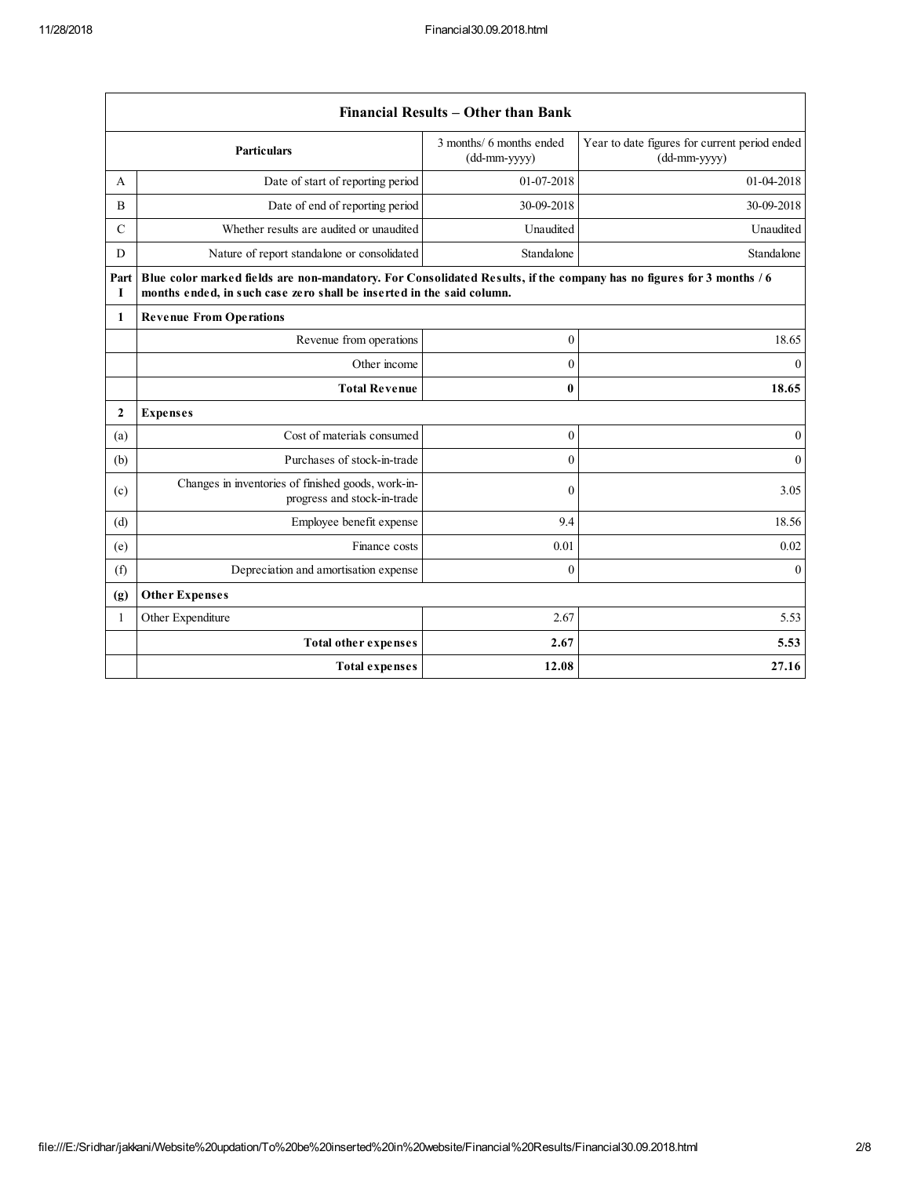| Financial Results – Other than Bank | | | |
|---|---|---|---|
| | **Particulars** | 3 months/ 6 months ended (dd-mm-yyyy) | Year to date figures for current period ended (dd-mm-yyyy) |
| A | Date of start of reporting period | 01-07-2018 | 01-04-2018 |
| B | Date of end of reporting period | 30-09-2018 | 30-09-2018 |
| C | Whether results are audited or unaudited | Unaudited | Unaudited |
| D | Nature of report standalone or consolidated | Standalone | Standalone |
| **Part I** | **Blue color marked fields are non-mandatory. For Consolidated Results, if the company has no figures for 3 months / 6 months ended, in such case zero shall be inserted in the said column.** | | |
| **1** | **Revenue From Operations** | | |
| | Revenue from operations | 0 | 18.65 |
| | Other income | 0 | 0 |
| | **Total Revenue** | **0** | **18.65** |
| **2** | **Expenses** | | |
| (a) | Cost of materials consumed | 0 | 0 |
| (b) | Purchases of stock-in-trade | 0 | 0 |
| (c) | Changes in inventories of finished goods, work-in-progress and stock-in-trade | 0 | 3.05 |
| (d) | Employee benefit expense | 9.4 | 18.56 |
| (e) | Finance costs | 0.01 | 0.02 |
| (f) | Depreciation and amortisation expense | 0 | 0 |
| **(g)** | **Other Expenses** | | |
| 1 | Other Expenditure | 2.67 | 5.53 |
| | **Total other expenses** | **2.67** | **5.53** |
| | **Total expenses** | **12.08** | **27.16** |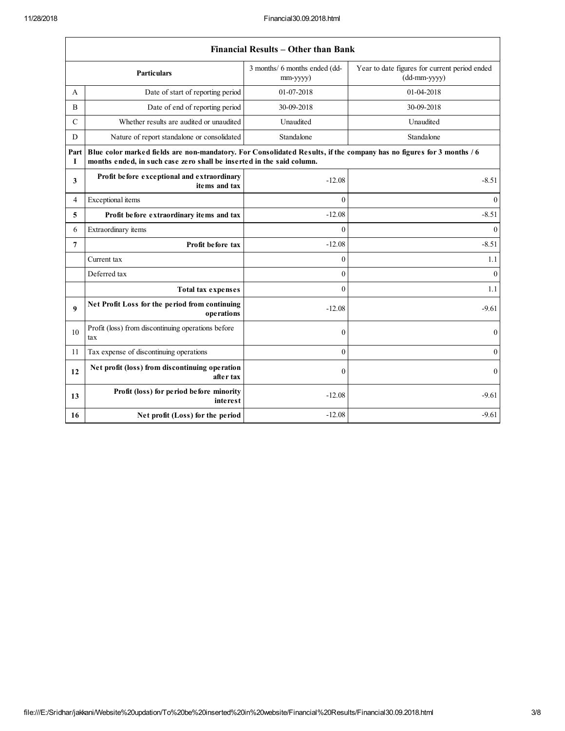| Financial Results – Other than Bank | | | |
|---|---|---|---|
| | **Particulars** | 3 months/ 6 months ended (dd-mm-yyyy) | Year to date figures for current period ended (dd-mm-yyyy) |
| A | Date of start of reporting period | 01-07-2018 | 01-04-2018 |
| B | Date of end of reporting period | 30-09-2018 | 30-09-2018 |
| C | Whether results are audited or unaudited | Unaudited | Unaudited |
| D | Nature of report standalone or consolidated | Standalone | Standalone |
| **Part I** | **Blue color marked fields are non-mandatory. For Consolidated Results, if the company has no figures for 3 months / 6 months ended, in such case zero shall be inserted in the said column.** | | |
| **3** | **Profit before exceptional and extraordinary items and tax** | -12.08 | -8.51 |
| 4 | Exceptional items | 0 | 0 |
| **5** | **Profit before extraordinary items and tax** | -12.08 | -8.51 |
| 6 | Extraordinary items | 0 | 0 |
| **7** | **Profit before tax** | -12.08 | -8.51 |
| | Current tax | 0 | 1.1 |
| | Deferred tax | 0 | 0 |
| | **Total tax expenses** | 0 | 1.1 |
| **9** | **Net Profit Loss for the period from continuing operations** | -12.08 | -9.61 |
| 10 | Profit (loss) from discontinuing operations before tax | 0 | 0 |
| 11 | Tax expense of discontinuing operations | 0 | 0 |
| **12** | **Net profit (loss) from discontinuing operation after tax** | 0 | 0 |
| **13** | **Profit (loss) for period before minority interest** | -12.08 | -9.61 |
| **16** | **Net profit (Loss) for the period** | -12.08 | -9.61 |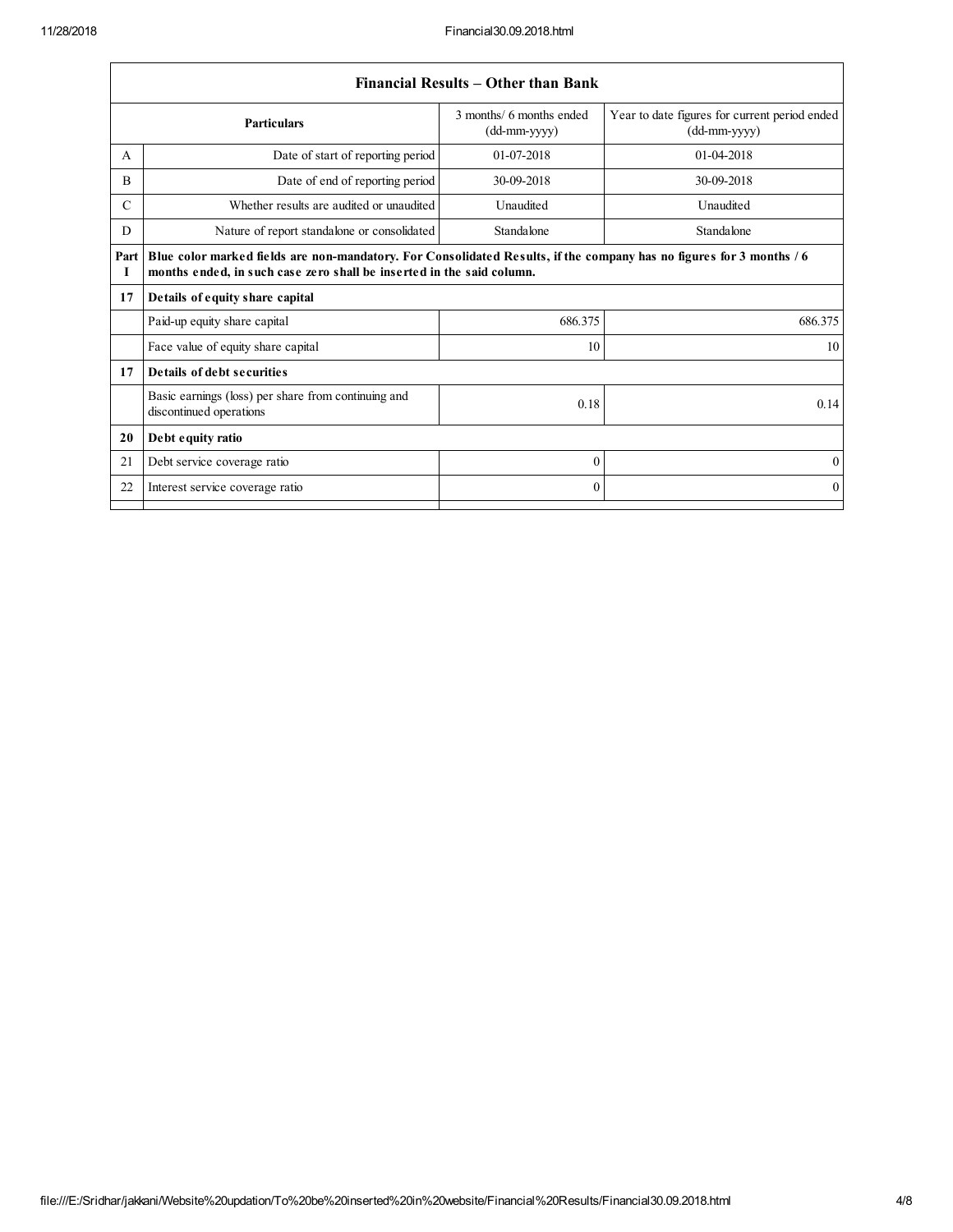| Financial Results – Other than Bank | | | |
|---|---|---|---|
| | **Particulars** | 3 months/ 6 months ended (dd-mm-yyyy) | Year to date figures for current period ended (dd-mm-yyyy) |
| A | Date of start of reporting period | 01-07-2018 | 01-04-2018 |
| B | Date of end of reporting period | 30-09-2018 | 30-09-2018 |
| C | Whether results are audited or unaudited | Unaudited | Unaudited |
| D | Nature of report standalone or consolidated | Standalone | Standalone |
| **Part I** | **Blue color marked fields are non-mandatory. For Consolidated Results, if the company has no figures for 3 months / 6 months ended, in such case zero shall be inserted in the said column.** | | |
| **17** | **Details of equity share capital** | | |
| | Paid-up equity share capital | 686.375 | 686.375 |
| | Face value of equity share capital | 10 | 10 |
| **17** | **Details of debt securities** | | |
| | Basic earnings (loss) per share from continuing and discontinued operations | 0.18 | 0.14 |
| **20** | **Debt equity ratio** | | |
| 21 | Debt service coverage ratio | 0 | 0 |
| 22 | Interest service coverage ratio | 0 | 0 |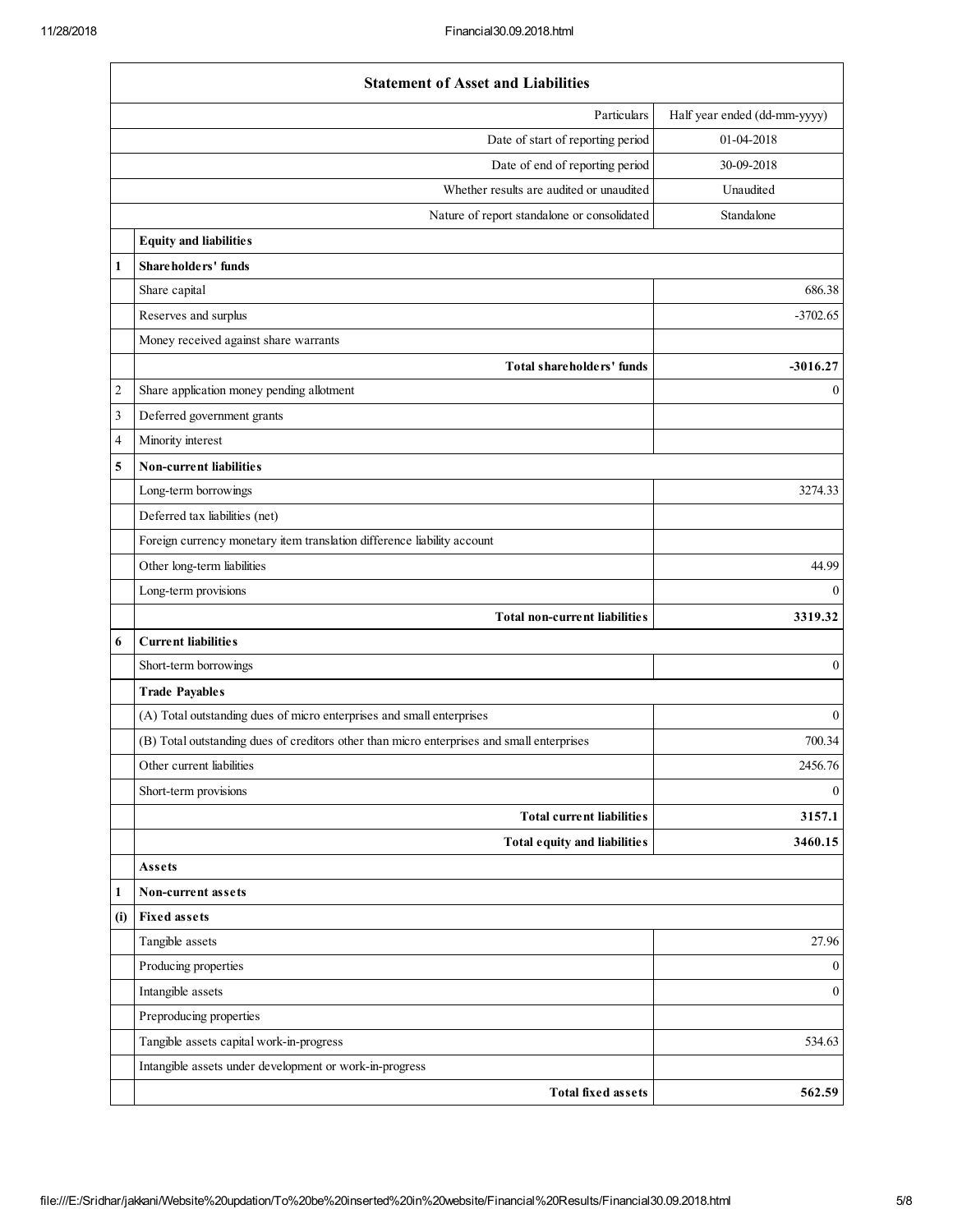| Statement of Asset and Liabilities | | |
|---|---|---|
| | Particulars | Half year ended (dd-mm-yyyy) |
| | Date of start of reporting period | 01-04-2018 |
| | Date of end of reporting period | 30-09-2018 |
| | Whether results are audited or unaudited | Unaudited |
| | Nature of report standalone or consolidated | Standalone |
| | **Equity and liabilities** | |
| **1** | **Shareholders' funds** | |
| | Share capital | 686.38 |
| | Reserves and surplus | -3702.65 |
| | Money received against share warrants | |
| | **Total shareholders' funds** | **-3016.27** |
| 2 | Share application money pending allotment | 0 |
| 3 | Deferred government grants | |
| 4 | Minority interest | |
| **5** | **Non-current liabilities** | |
| | Long-term borrowings | 3274.33 |
| | Deferred tax liabilities (net) | |
| | Foreign currency monetary item translation difference liability account | |
| | Other long-term liabilities | 44.99 |
| | Long-term provisions | 0 |
| | **Total non-current liabilities** | **3319.32** |
| **6** | **Current liabilities** | |
| | Short-term borrowings | 0 |
| | **Trade Payables** | |
| | (A) Total outstanding dues of micro enterprises and small enterprises | 0 |
| | (B) Total outstanding dues of creditors other than micro enterprises and small enterprises | 700.34 |
| | Other current liabilities | 2456.76 |
| | Short-term provisions | 0 |
| | **Total current liabilities** | **3157.1** |
| | **Total equity and liabilities** | **3460.15** |
| | **Assets** | |
| **1** | **Non-current assets** | |
| **(i)** | **Fixed assets** | |
| | Tangible assets | 27.96 |
| | Producing properties | 0 |
| | Intangible assets | 0 |
| | Preproducing properties | |
| | Tangible assets capital work-in-progress | 534.63 |
| | Intangible assets under development or work-in-progress | |
| | **Total fixed assets** | **562.59** |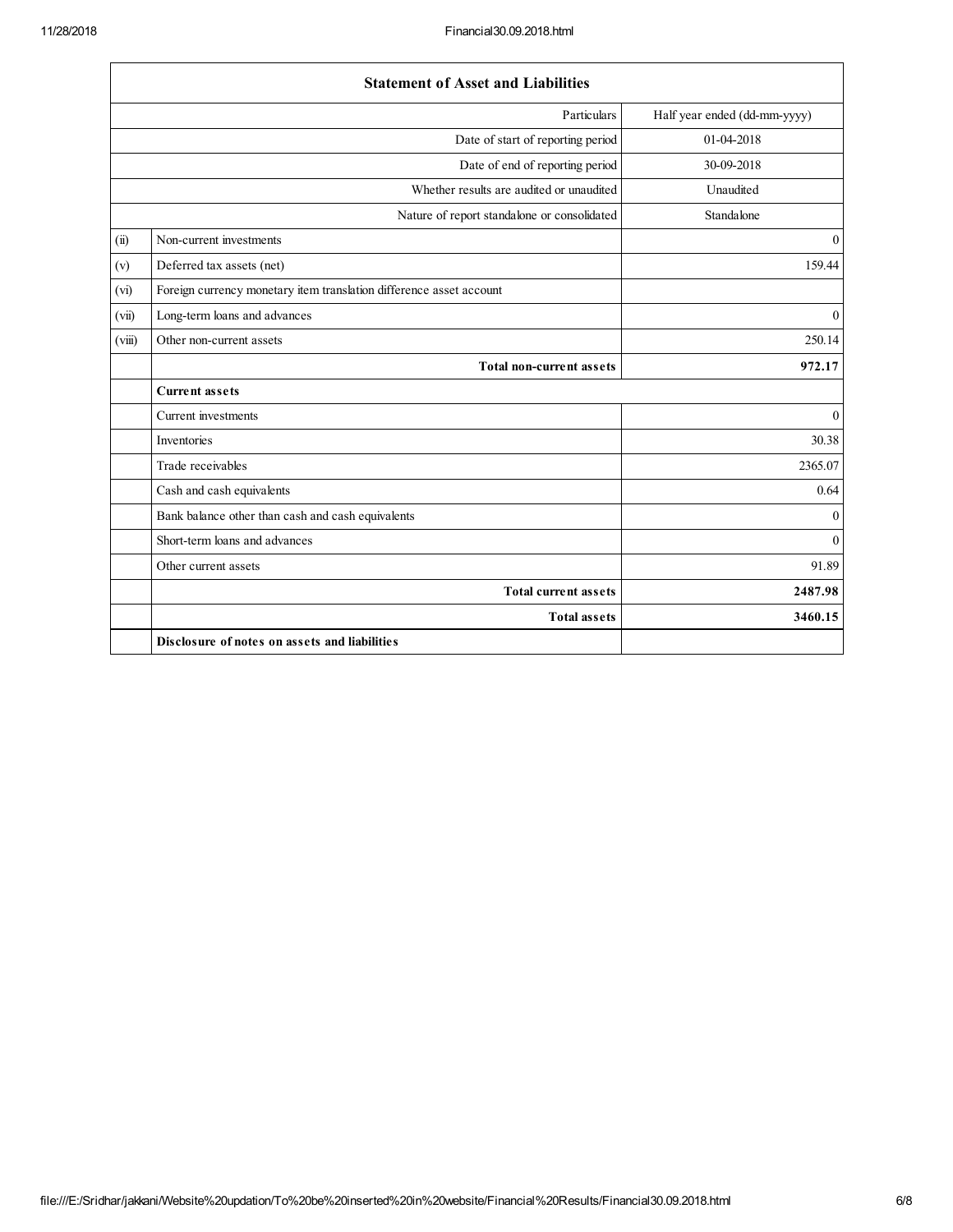| Statement of Asset and Liabilities | | |
|---|---|---|
| | Particulars | Half year ended (dd-mm-yyyy) |
| | Date of start of reporting period | 01-04-2018 |
| | Date of end of reporting period | 30-09-2018 |
| | Whether results are audited or unaudited | Unaudited |
| | Nature of report standalone or consolidated | Standalone |
| (ii) | Non-current investments | 0 |
| (v) | Deferred tax assets (net) | 159.44 |
| (vi) | Foreign currency monetary item translation difference asset account | |
| (vii) | Long-term loans and advances | 0 |
| (viii) | Other non-current assets | 250.14 |
| | **Total non-current assets** | **972.17** |
| | **Current assets** | |
| | Current investments | 0 |
| | Inventories | 30.38 |
| | Trade receivables | 2365.07 |
| | Cash and cash equivalents | 0.64 |
| | Bank balance other than cash and cash equivalents | 0 |
| | Short-term loans and advances | 0 |
| | Other current assets | 91.89 |
| | **Total current assets** | **2487.98** |
| | **Total assets** | **3460.15** |
| | **Disclosure of notes on assets and liabilities** | |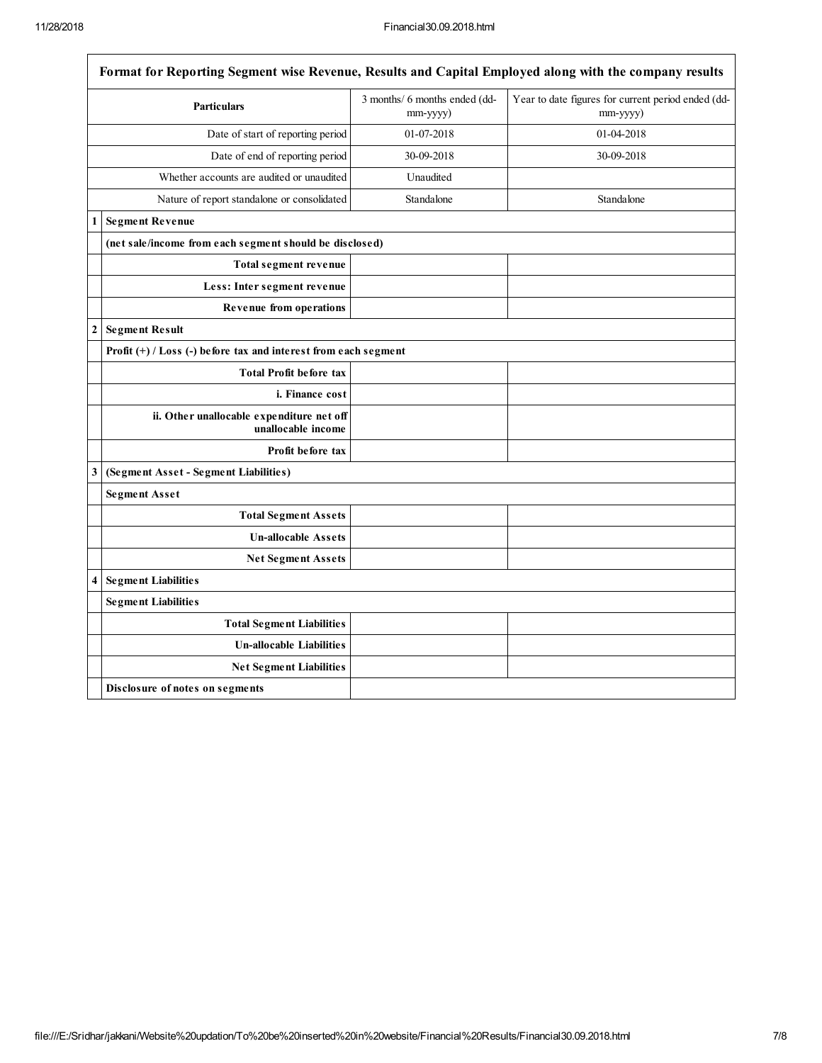| Format for Reporting Segment wise Revenue, Results and Capital Employed along with the company results | | | |
|---|---|---|---|
| | **Particulars** | 3 months/ 6 months ended (dd-mm-yyyy) | Year to date figures for current period ended (dd-mm-yyyy) |
| | Date of start of reporting period | 01-07-2018 | 01-04-2018 |
| | Date of end of reporting period | 30-09-2018 | 30-09-2018 |
| | Whether accounts are audited or unaudited | Unaudited | |
| | Nature of report standalone or consolidated | Standalone | Standalone |
| 1 | **Segment Revenue** | | |
| | **(net sale/income from each segment should be disclosed)** | | |
| | **Total segment revenue** | | |
| | **Less: Inter segment revenue** | | |
| | **Revenue from operations** | | |
| 2 | **Segment Result** | | |
| | **Profit (+) / Loss (-) before tax and interest from each segment** | | |
| | **Total Profit before tax** | | |
| | **i. Finance cost** | | |
| | **ii. Other unallocable expenditure net off unallocable income** | | |
| | **Profit before tax** | | |
| 3 | **(Segment Asset - Segment Liabilities)** | | |
| | **Segment Asset** | | |
| | **Total Segment Assets** | | |
| | **Un-allocable Assets** | | |
| | **Net Segment Assets** | | |
| 4 | **Segment Liabilities** | | |
| | **Segment Liabilities** | | |
| | **Total Segment Liabilities** | | |
| | **Un-allocable Liabilities** | | |
| | **Net Segment Liabilities** | | |
| | **Disclosure of notes on segments** | | |